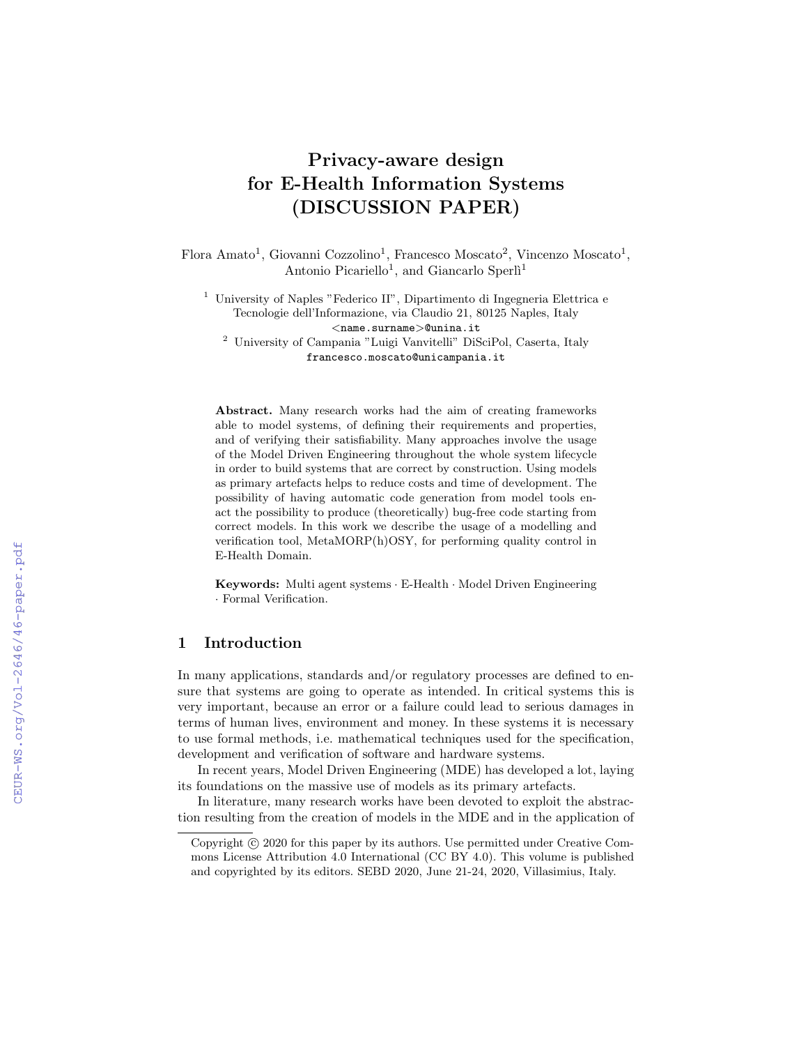# Privacy-aware design for E-Health Information Systems (DISCUSSION PAPER)

Flora Amato[1], Giovanni Cozzolino[1], Francesco Moscato[2], Vincenzo Moscato[1], Antonio Picariello[1], and Giancarlo Sperlì[1]

[1] University of Naples "Federico II", Dipartimento di Ingegneria Elettrica e Tecnologie dell'Informazione, via Claudio 21, 80125 Naples, Italy
<name.surname>@unina.it

[2] University of Campania "Luigi Vanvitelli" DiSciPol, Caserta, Italy
francesco.moscato@unicampania.it

**Abstract.** Many research works had the aim of creating frameworks able to model systems, of defining their requirements and properties, and of verifying their satisfiability. Many approaches involve the usage of the Model Driven Engineering throughout the whole system lifecycle in order to build systems that are correct by construction. Using models as primary artefacts helps to reduce costs and time of development. The possibility of having automatic code generation from model tools enact the possibility to produce (theoretically) bug-free code starting from correct models. In this work we describe the usage of a modelling and verification tool, MetaMORP(h)OSY, for performing quality control in E-Health Domain.

**Keywords:** Multi agent systems · E-Health · Model Driven Engineering · Formal Verification.

## 1 Introduction

In many applications, standards and/or regulatory processes are defined to ensure that systems are going to operate as intended. In critical systems this is very important, because an error or a failure could lead to serious damages in terms of human lives, environment and money. In these systems it is necessary to use formal methods, i.e. mathematical techniques used for the specification, development and verification of software and hardware systems.

In recent years, Model Driven Engineering (MDE) has developed a lot, laying its foundations on the massive use of models as its primary artefacts.

In literature, many research works have been devoted to exploit the abstraction resulting from the creation of models in the MDE and in the application of

Copyright © 2020 for this paper by its authors. Use permitted under Creative Commons License Attribution 4.0 International (CC BY 4.0). This volume is published and copyrighted by its editors. SEBD 2020, June 21-24, 2020, Villasimius, Italy.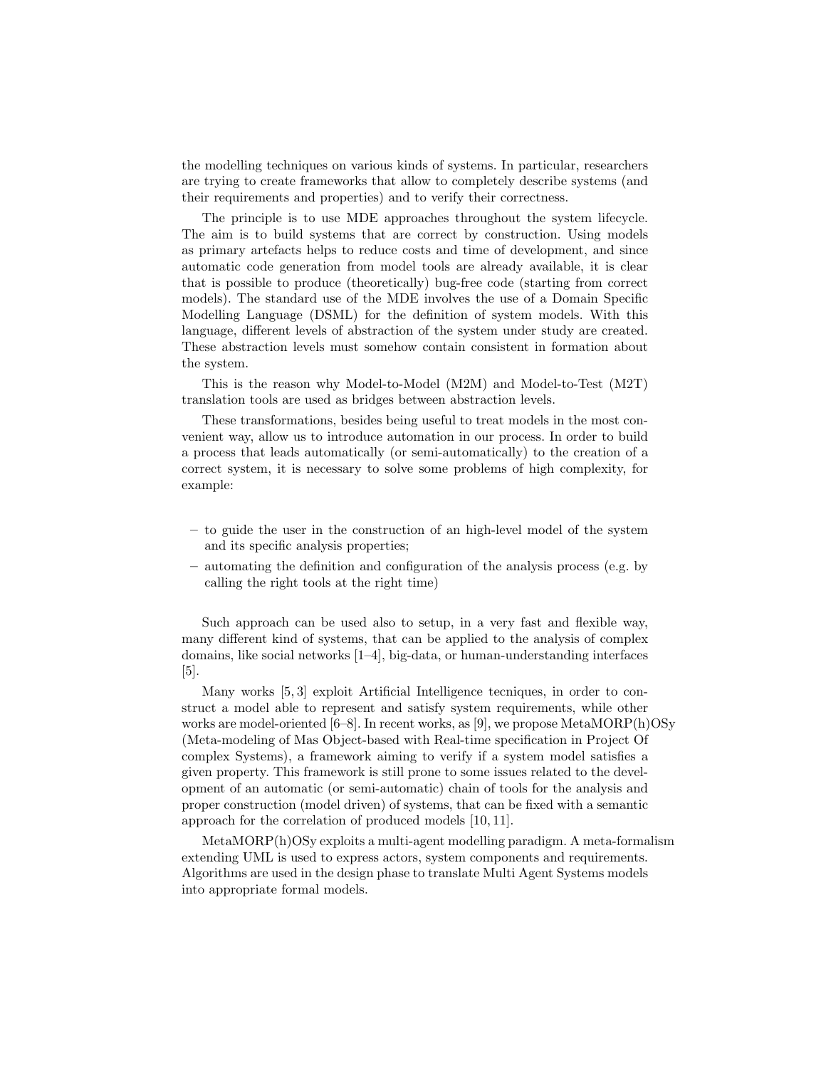the modelling techniques on various kinds of systems. In particular, researchers are trying to create frameworks that allow to completely describe systems (and their requirements and properties) and to verify their correctness.

The principle is to use MDE approaches throughout the system lifecycle. The aim is to build systems that are correct by construction. Using models as primary artefacts helps to reduce costs and time of development, and since automatic code generation from model tools are already available, it is clear that is possible to produce (theoretically) bug-free code (starting from correct models). The standard use of the MDE involves the use of a Domain Specific Modelling Language (DSML) for the definition of system models. With this language, different levels of abstraction of the system under study are created. These abstraction levels must somehow contain consistent in formation about the system.

This is the reason why Model-to-Model (M2M) and Model-to-Test (M2T) translation tools are used as bridges between abstraction levels.

These transformations, besides being useful to treat models in the most convenient way, allow us to introduce automation in our process. In order to build a process that leads automatically (or semi-automatically) to the creation of a correct system, it is necessary to solve some problems of high complexity, for example:

- to guide the user in the construction of an high-level model of the system and its specific analysis properties;
- automating the definition and configuration of the analysis process (e.g. by calling the right tools at the right time)

Such approach can be used also to setup, in a very fast and flexible way, many different kind of systems, that can be applied to the analysis of complex domains, like social networks [1–4], big-data, or human-understanding interfaces [5].

Many works [5, 3] exploit Artificial Intelligence tecniques, in order to construct a model able to represent and satisfy system requirements, while other works are model-oriented [6–8]. In recent works, as [9], we propose MetaMORP(h)OSy (Meta-modeling of Mas Object-based with Real-time specification in Project Of complex Systems), a framework aiming to verify if a system model satisfies a given property. This framework is still prone to some issues related to the development of an automatic (or semi-automatic) chain of tools for the analysis and proper construction (model driven) of systems, that can be fixed with a semantic approach for the correlation of produced models [10, 11].

MetaMORP(h)OSy exploits a multi-agent modelling paradigm. A meta-formalism extending UML is used to express actors, system components and requirements. Algorithms are used in the design phase to translate Multi Agent Systems models into appropriate formal models.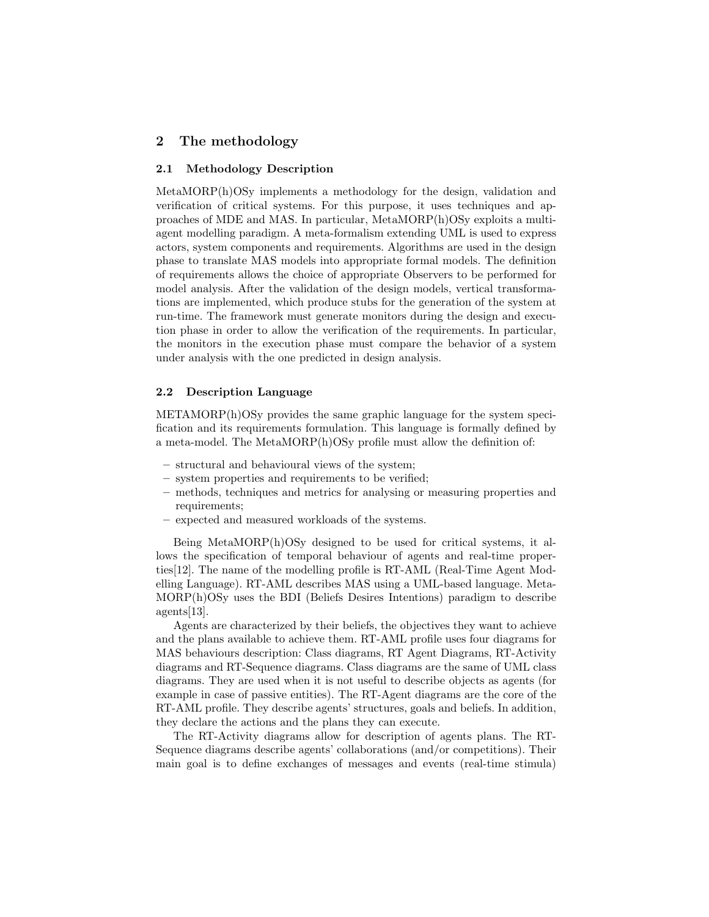## 2 The methodology

### 2.1 Methodology Description

MetaMORP(h)OSy implements a methodology for the design, validation and verification of critical systems. For this purpose, it uses techniques and approaches of MDE and MAS. In particular, MetaMORP(h)OSy exploits a multi-agent modelling paradigm. A meta-formalism extending UML is used to express actors, system components and requirements. Algorithms are used in the design phase to translate MAS models into appropriate formal models. The definition of requirements allows the choice of appropriate Observers to be performed for model analysis. After the validation of the design models, vertical transformations are implemented, which produce stubs for the generation of the system at run-time. The framework must generate monitors during the design and execution phase in order to allow the verification of the requirements. In particular, the monitors in the execution phase must compare the behavior of a system under analysis with the one predicted in design analysis.

### 2.2 Description Language

METAMORP(h)OSy provides the same graphic language for the system specification and its requirements formulation. This language is formally defined by a meta-model. The MetaMORP(h)OSy profile must allow the definition of:

- structural and behavioural views of the system;
- system properties and requirements to be verified;
- methods, techniques and metrics for analysing or measuring properties and requirements;
- expected and measured workloads of the systems.

Being MetaMORP(h)OSy designed to be used for critical systems, it allows the specification of temporal behaviour of agents and real-time properties[12]. The name of the modelling profile is RT-AML (Real-Time Agent Modelling Language). RT-AML describes MAS using a UML-based language. MetaMORP(h)OSy uses the BDI (Beliefs Desires Intentions) paradigm to describe agents[13].

Agents are characterized by their beliefs, the objectives they want to achieve and the plans available to achieve them. RT-AML profile uses four diagrams for MAS behaviours description: Class diagrams, RT Agent Diagrams, RT-Activity diagrams and RT-Sequence diagrams. Class diagrams are the same of UML class diagrams. They are used when it is not useful to describe objects as agents (for example in case of passive entities). The RT-Agent diagrams are the core of the RT-AML profile. They describe agents' structures, goals and beliefs. In addition, they declare the actions and the plans they can execute.

The RT-Activity diagrams allow for description of agents plans. The RT-Sequence diagrams describe agents' collaborations (and/or competitions). Their main goal is to define exchanges of messages and events (real-time stimula)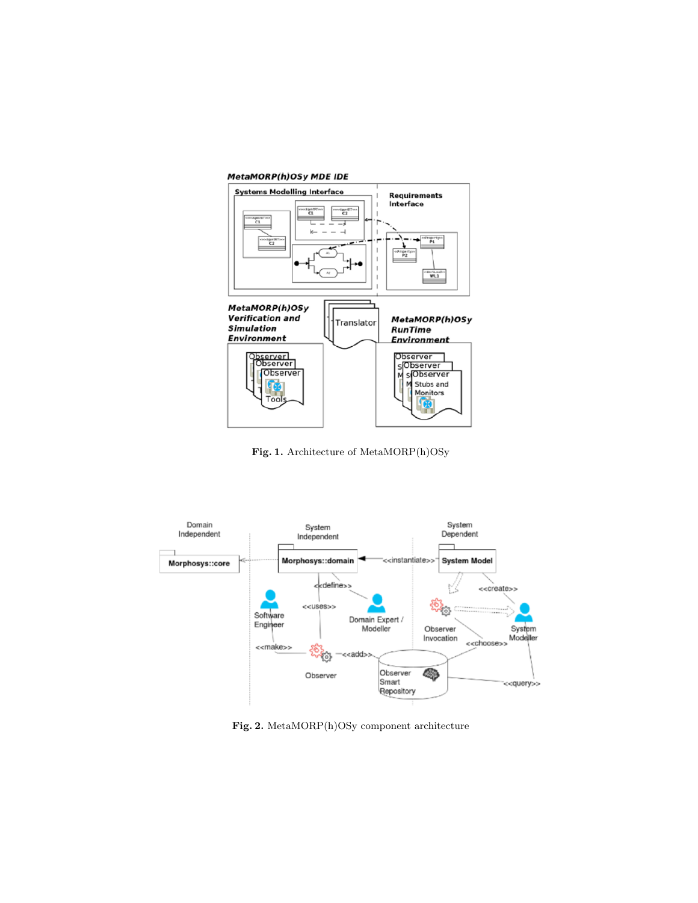Fig. 1. Architecture of MetaMORP(h)OSy

Fig. 2. MetaMORP(h)OSy component architecture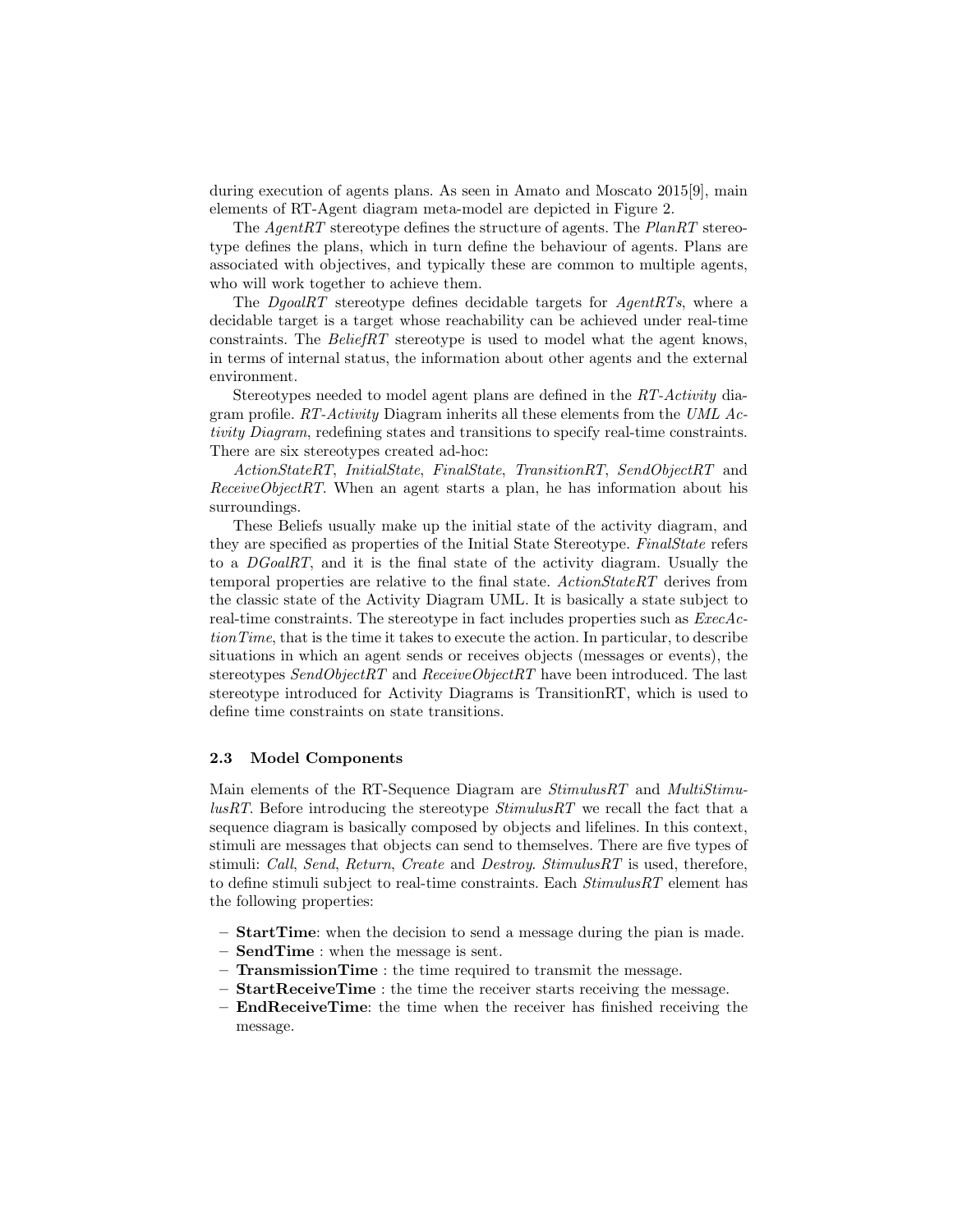during execution of agents plans. As seen in Amato and Moscato 2015[9], main elements of RT-Agent diagram meta-model are depicted in Figure 2.

The *AgentRT* stereotype defines the structure of agents. The *PlanRT* stereotype defines the plans, which in turn define the behaviour of agents. Plans are associated with objectives, and typically these are common to multiple agents, who will work together to achieve them.

The *DgoalRT* stereotype defines decidable targets for *AgentRTs*, where a decidable target is a target whose reachability can be achieved under real-time constraints. The *BeliefRT* stereotype is used to model what the agent knows, in terms of internal status, the information about other agents and the external environment.

Stereotypes needed to model agent plans are defined in the *RT-Activity* diagram profile. *RT-Activity* Diagram inherits all these elements from the *UML Activity Diagram*, redefining states and transitions to specify real-time constraints. There are six stereotypes created ad-hoc:

*ActionStateRT*, *InitialState*, *FinalState*, *TransitionRT*, *SendObjectRT* and *ReceiveObjectRT*. When an agent starts a plan, he has information about his surroundings.

These Beliefs usually make up the initial state of the activity diagram, and they are specified as properties of the Initial State Stereotype. *FinalState* refers to a *DGoalRT*, and it is the final state of the activity diagram. Usually the temporal properties are relative to the final state. *ActionStateRT* derives from the classic state of the Activity Diagram UML. It is basically a state subject to real-time constraints. The stereotype in fact includes properties such as *ExecActionTime*, that is the time it takes to execute the action. In particular, to describe situations in which an agent sends or receives objects (messages or events), the stereotypes *SendObjectRT* and *ReceiveObjectRT* have been introduced. The last stereotype introduced for Activity Diagrams is TransitionRT, which is used to define time constraints on state transitions.

### 2.3 Model Components

Main elements of the RT-Sequence Diagram are *StimulusRT* and *MultiStimulusRT*. Before introducing the stereotype *StimulusRT* we recall the fact that a sequence diagram is basically composed by objects and lifelines. In this context, stimuli are messages that objects can send to themselves. There are five types of stimuli: *Call*, *Send*, *Return*, *Create* and *Destroy*. *StimulusRT* is used, therefore, to define stimuli subject to real-time constraints. Each *StimulusRT* element has the following properties:

- **StartTime**: when the decision to send a message during the pian is made.
- **SendTime** : when the message is sent.
- **TransmissionTime** : the time required to transmit the message.
- **StartReceiveTime** : the time the receiver starts receiving the message.
- **EndReceiveTime**: the time when the receiver has finished receiving the message.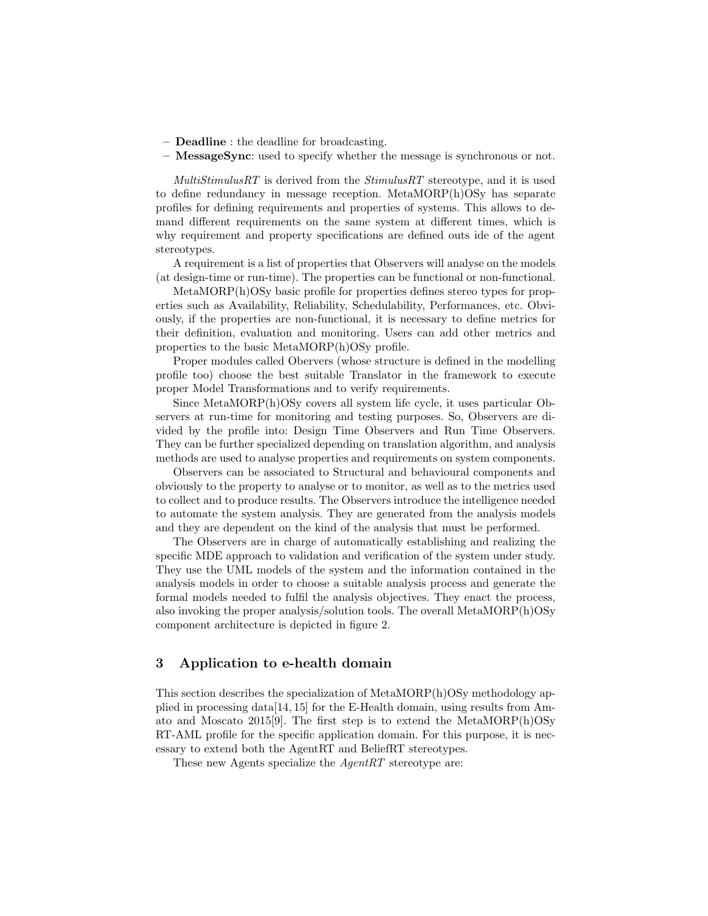- **Deadline** : the deadline for broadcasting.
- **MessageSync**: used to specify whether the message is synchronous or not.

*MultiStimulusRT* is derived from the *StimulusRT* stereotype, and it is used to define redundancy in message reception. MetaMORP(h)OSy has separate profiles for defining requirements and properties of systems. This allows to demand different requirements on the same system at different times, which is why requirement and property specifications are defined outs ide of the agent stereotypes.

A requirement is a list of properties that Observers will analyse on the models (at design-time or run-time). The properties can be functional or non-functional.

MetaMORP(h)OSy basic profile for properties defines stereo types for properties such as Availability, Reliability, Schedulability, Performances, etc. Obviously, if the properties are non-functional, it is necessary to define metrics for their definition, evaluation and monitoring. Users can add other metrics and properties to the basic MetaMORP(h)OSy profile.

Proper modules called Obervers (whose structure is defined in the modelling profile too) choose the best suitable Translator in the framework to execute proper Model Transformations and to verify requirements.

Since MetaMORP(h)OSy covers all system life cycle, it uses particular Observers at run-time for monitoring and testing purposes. So, Observers are divided by the profile into: Design Time Observers and Run Time Observers. They can be further specialized depending on translation algorithm, and analysis methods are used to analyse properties and requirements on system components.

Observers can be associated to Structural and behavioural components and obviously to the property to analyse or to monitor, as well as to the metrics used to collect and to produce results. The Observers introduce the intelligence needed to automate the system analysis. They are generated from the analysis models and they are dependent on the kind of the analysis that must be performed.

The Observers are in charge of automatically establishing and realizing the specific MDE approach to validation and verification of the system under study. They use the UML models of the system and the information contained in the analysis models in order to choose a suitable analysis process and generate the formal models needed to fulfil the analysis objectives. They enact the process, also invoking the proper analysis/solution tools. The overall MetaMORP(h)OSy component architecture is depicted in figure 2.

## 3 Application to e-health domain

This section describes the specialization of MetaMORP(h)OSy methodology applied in processing data[14, 15] for the E-Health domain, using results from Amato and Moscato 2015[9]. The first step is to extend the MetaMORP(h)OSy RT-AML profile for the specific application domain. For this purpose, it is necessary to extend both the AgentRT and BeliefRT stereotypes.

These new Agents specialize the *AgentRT* stereotype are: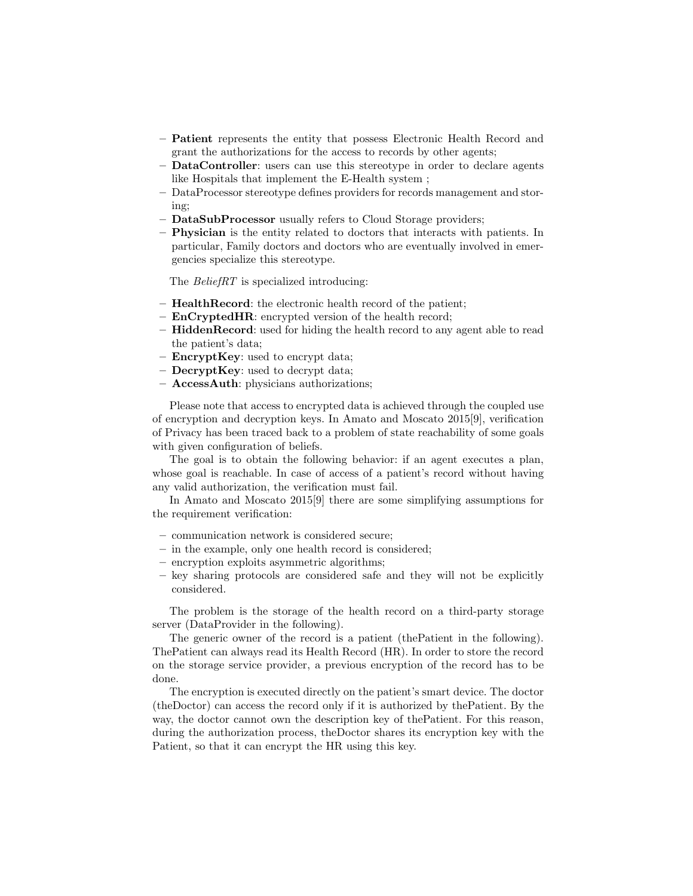- **Patient** represents the entity that possess Electronic Health Record and grant the authorizations for the access to records by other agents;
- **DataController**: users can use this stereotype in order to declare agents like Hospitals that implement the E-Health system ;
- DataProcessor stereotype defines providers for records management and storing;
- **DataSubProcessor** usually refers to Cloud Storage providers;
- **Physician** is the entity related to doctors that interacts with patients. In particular, Family doctors and doctors who are eventually involved in emergencies specialize this stereotype.

The *BeliefRT* is specialized introducing:

- **HealthRecord**: the electronic health record of the patient;
- **EnCryptedHR**: encrypted version of the health record;
- **HiddenRecord**: used for hiding the health record to any agent able to read the patient's data;
- **EncryptKey**: used to encrypt data;
- **DecryptKey**: used to decrypt data;
- **AccessAuth**: physicians authorizations;

Please note that access to encrypted data is achieved through the coupled use of encryption and decryption keys. In Amato and Moscato 2015[9], verification of Privacy has been traced back to a problem of state reachability of some goals with given configuration of beliefs.

The goal is to obtain the following behavior: if an agent executes a plan, whose goal is reachable. In case of access of a patient's record without having any valid authorization, the verification must fail.

In Amato and Moscato 2015[9] there are some simplifying assumptions for the requirement verification:

- communication network is considered secure;
- in the example, only one health record is considered;
- encryption exploits asymmetric algorithms;
- key sharing protocols are considered safe and they will not be explicitly considered.

The problem is the storage of the health record on a third-party storage server (DataProvider in the following).

The generic owner of the record is a patient (thePatient in the following). ThePatient can always read its Health Record (HR). In order to store the record on the storage service provider, a previous encryption of the record has to be done.

The encryption is executed directly on the patient's smart device. The doctor (theDoctor) can access the record only if it is authorized by thePatient. By the way, the doctor cannot own the description key of thePatient. For this reason, during the authorization process, theDoctor shares its encryption key with the Patient, so that it can encrypt the HR using this key.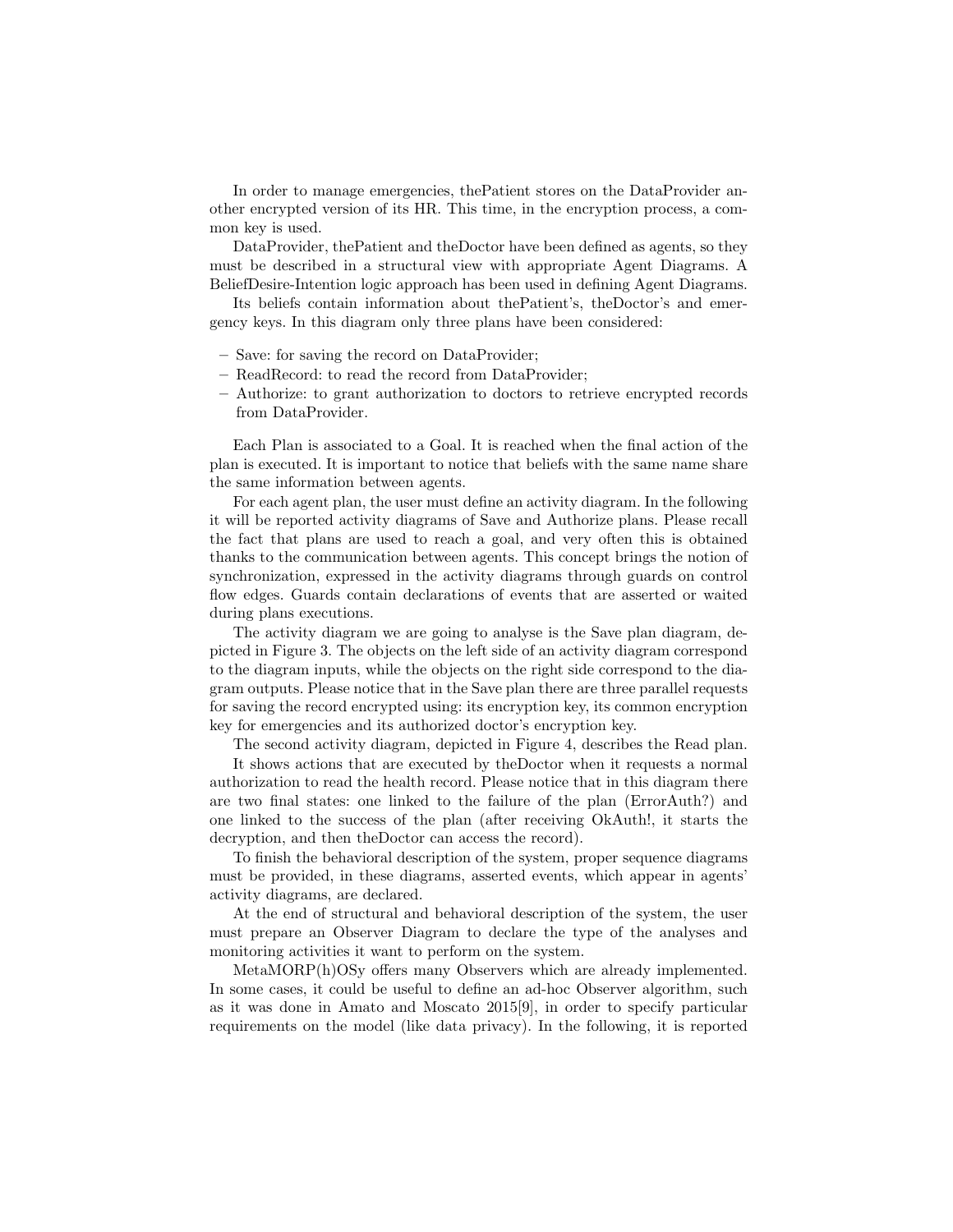In order to manage emergencies, thePatient stores on the DataProvider another encrypted version of its HR. This time, in the encryption process, a common key is used.

DataProvider, thePatient and theDoctor have been defined as agents, so they must be described in a structural view with appropriate Agent Diagrams. A BeliefDesire-Intention logic approach has been used in defining Agent Diagrams.

Its beliefs contain information about thePatient's, theDoctor's and emergency keys. In this diagram only three plans have been considered:

- Save: for saving the record on DataProvider;
- ReadRecord: to read the record from DataProvider;
- Authorize: to grant authorization to doctors to retrieve encrypted records from DataProvider.

Each Plan is associated to a Goal. It is reached when the final action of the plan is executed. It is important to notice that beliefs with the same name share the same information between agents.

For each agent plan, the user must define an activity diagram. In the following it will be reported activity diagrams of Save and Authorize plans. Please recall the fact that plans are used to reach a goal, and very often this is obtained thanks to the communication between agents. This concept brings the notion of synchronization, expressed in the activity diagrams through guards on control flow edges. Guards contain declarations of events that are asserted or waited during plans executions.

The activity diagram we are going to analyse is the Save plan diagram, depicted in Figure 3. The objects on the left side of an activity diagram correspond to the diagram inputs, while the objects on the right side correspond to the diagram outputs. Please notice that in the Save plan there are three parallel requests for saving the record encrypted using: its encryption key, its common encryption key for emergencies and its authorized doctor's encryption key.

The second activity diagram, depicted in Figure 4, describes the Read plan.

It shows actions that are executed by theDoctor when it requests a normal authorization to read the health record. Please notice that in this diagram there are two final states: one linked to the failure of the plan (ErrorAuth?) and one linked to the success of the plan (after receiving OkAuth!, it starts the decryption, and then theDoctor can access the record).

To finish the behavioral description of the system, proper sequence diagrams must be provided, in these diagrams, asserted events, which appear in agents' activity diagrams, are declared.

At the end of structural and behavioral description of the system, the user must prepare an Observer Diagram to declare the type of the analyses and monitoring activities it want to perform on the system.

MetaMORP(h)OSy offers many Observers which are already implemented. In some cases, it could be useful to define an ad-hoc Observer algorithm, such as it was done in Amato and Moscato 2015[9], in order to specify particular requirements on the model (like data privacy). In the following, it is reported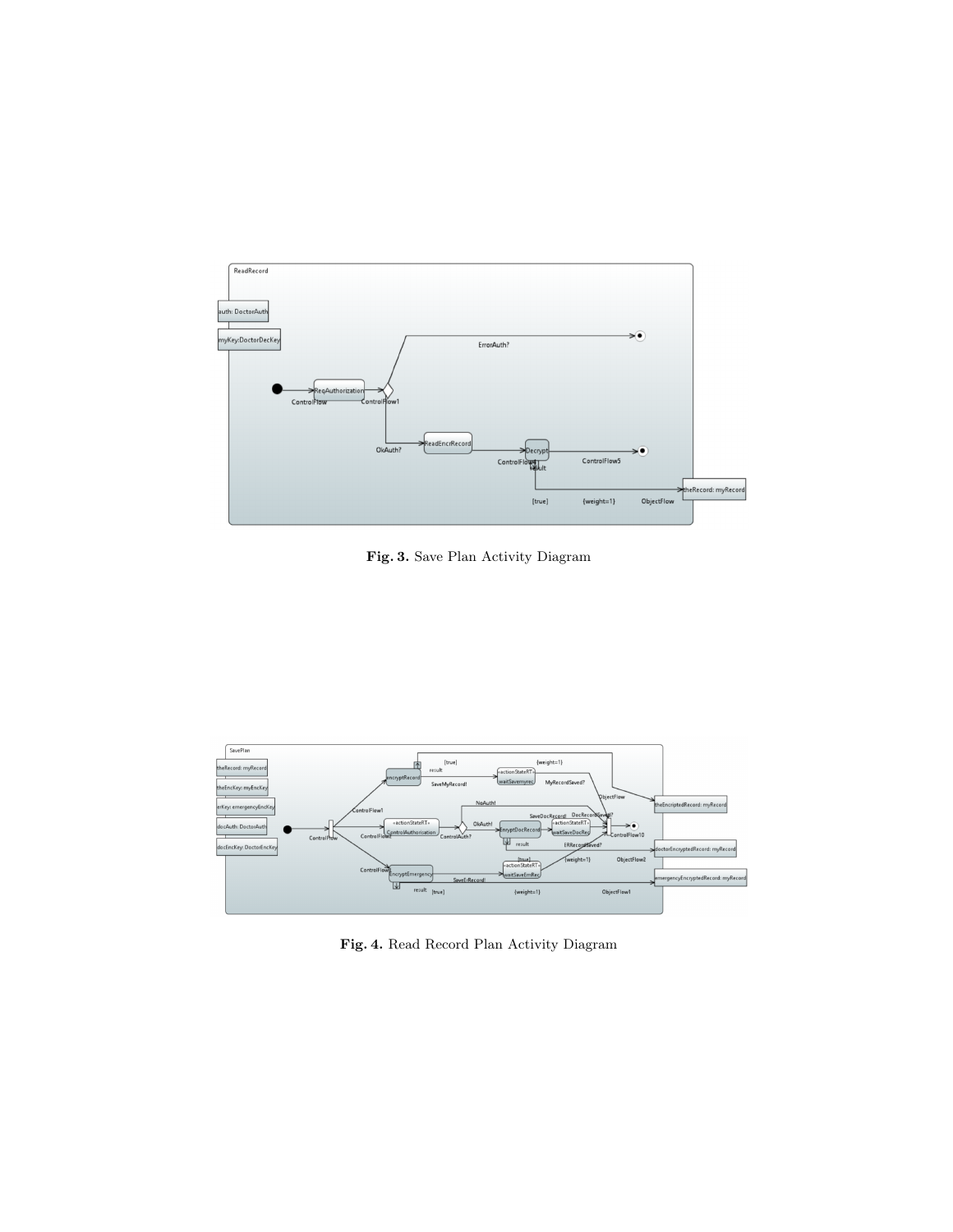Fig. 3. Save Plan Activity Diagram

Fig. 4. Read Record Plan Activity Diagram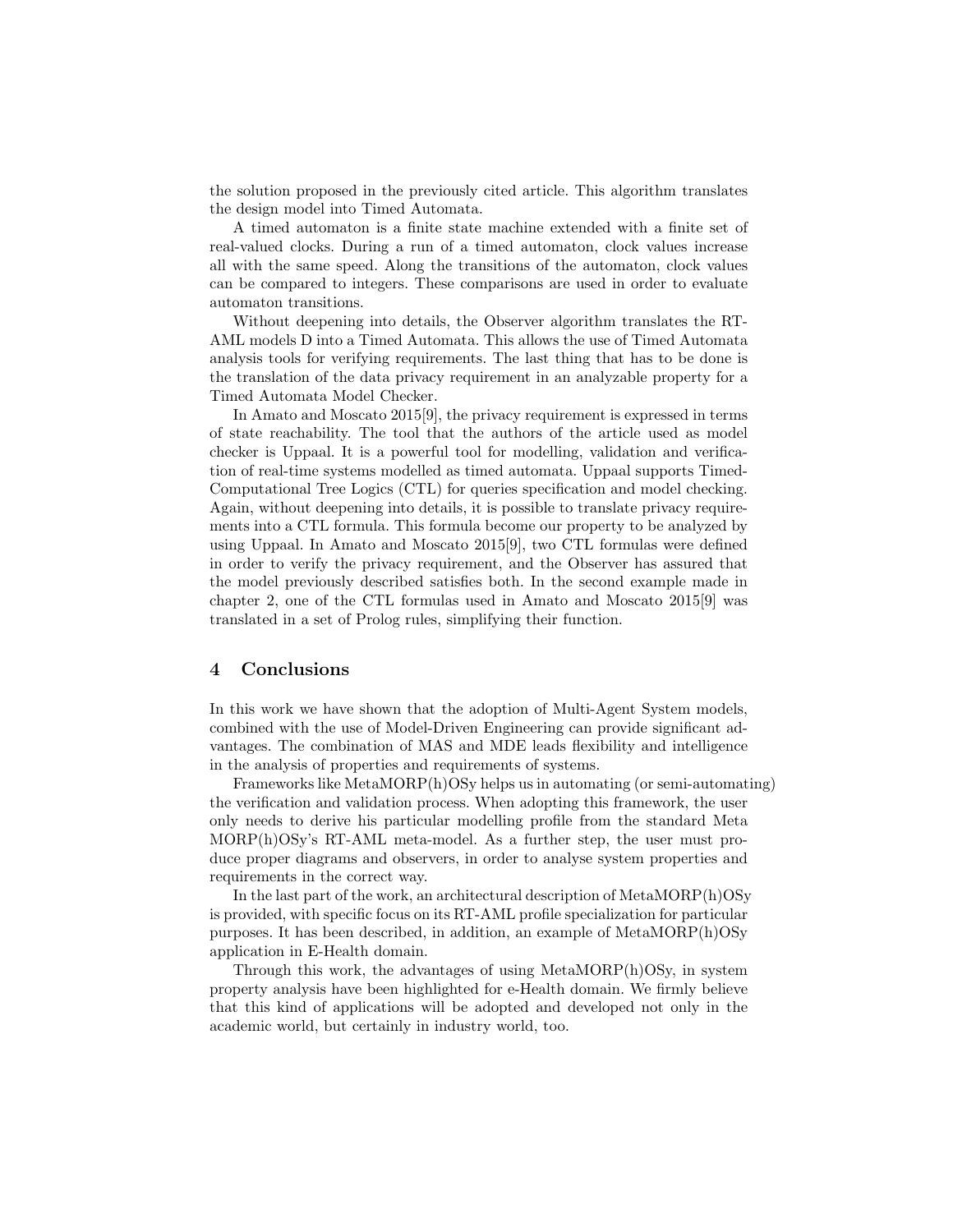the solution proposed in the previously cited article. This algorithm translates the design model into Timed Automata.

A timed automaton is a finite state machine extended with a finite set of real-valued clocks. During a run of a timed automaton, clock values increase all with the same speed. Along the transitions of the automaton, clock values can be compared to integers. These comparisons are used in order to evaluate automaton transitions.

Without deepening into details, the Observer algorithm translates the RT-AML models D into a Timed Automata. This allows the use of Timed Automata analysis tools for verifying requirements. The last thing that has to be done is the translation of the data privacy requirement in an analyzable property for a Timed Automata Model Checker.

In Amato and Moscato 2015[9], the privacy requirement is expressed in terms of state reachability. The tool that the authors of the article used as model checker is Uppaal. It is a powerful tool for modelling, validation and verification of real-time systems modelled as timed automata. Uppaal supports Timed-Computational Tree Logics (CTL) for queries specification and model checking. Again, without deepening into details, it is possible to translate privacy requirements into a CTL formula. This formula become our property to be analyzed by using Uppaal. In Amato and Moscato 2015[9], two CTL formulas were defined in order to verify the privacy requirement, and the Observer has assured that the model previously described satisfies both. In the second example made in chapter 2, one of the CTL formulas used in Amato and Moscato 2015[9] was translated in a set of Prolog rules, simplifying their function.

## 4 Conclusions

In this work we have shown that the adoption of Multi-Agent System models, combined with the use of Model-Driven Engineering can provide significant advantages. The combination of MAS and MDE leads flexibility and intelligence in the analysis of properties and requirements of systems.

Frameworks like MetaMORP(h)OSy helps us in automating (or semi-automating) the verification and validation process. When adopting this framework, the user only needs to derive his particular modelling profile from the standard Meta MORP(h)OSy's RT-AML meta-model. As a further step, the user must produce proper diagrams and observers, in order to analyse system properties and requirements in the correct way.

In the last part of the work, an architectural description of MetaMORP(h)OSy is provided, with specific focus on its RT-AML profile specialization for particular purposes. It has been described, in addition, an example of MetaMORP(h)OSy application in E-Health domain.

Through this work, the advantages of using MetaMORP(h)OSy, in system property analysis have been highlighted for e-Health domain. We firmly believe that this kind of applications will be adopted and developed not only in the academic world, but certainly in industry world, too.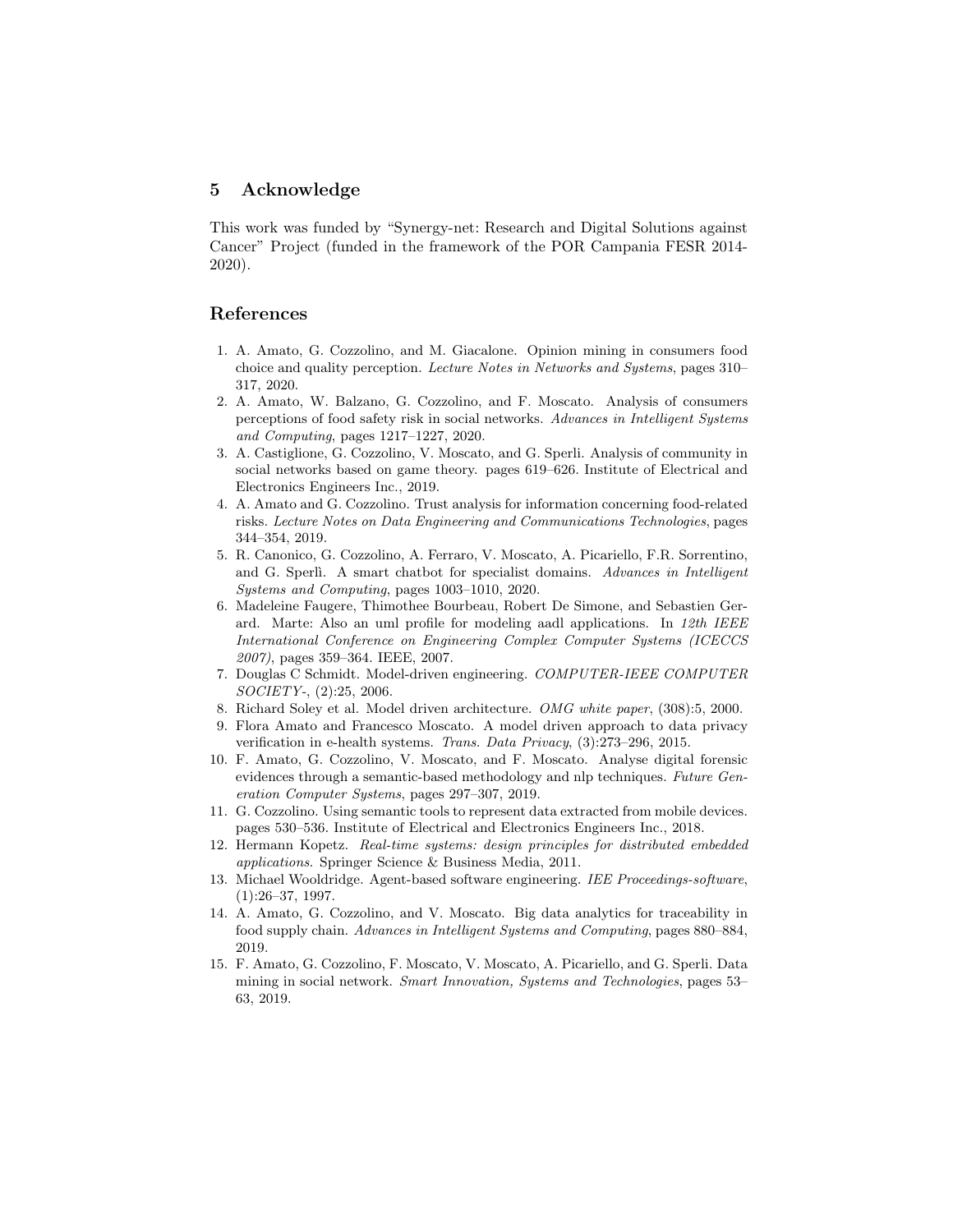## 5 Acknowledge

This work was funded by "Synergy-net: Research and Digital Solutions against Cancer" Project (funded in the framework of the POR Campania FESR 2014-2020).

## References

1. A. Amato, G. Cozzolino, and M. Giacalone. Opinion mining in consumers food choice and quality perception. *Lecture Notes in Networks and Systems*, pages 310–317, 2020.
2. A. Amato, W. Balzano, G. Cozzolino, and F. Moscato. Analysis of consumers perceptions of food safety risk in social networks. *Advances in Intelligent Systems and Computing*, pages 1217–1227, 2020.
3. A. Castiglione, G. Cozzolino, V. Moscato, and G. Sperli. Analysis of community in social networks based on game theory. pages 619–626. Institute of Electrical and Electronics Engineers Inc., 2019.
4. A. Amato and G. Cozzolino. Trust analysis for information concerning food-related risks. *Lecture Notes on Data Engineering and Communications Technologies*, pages 344–354, 2019.
5. R. Canonico, G. Cozzolino, A. Ferraro, V. Moscato, A. Picariello, F.R. Sorrentino, and G. Sperlì. A smart chatbot for specialist domains. *Advances in Intelligent Systems and Computing*, pages 1003–1010, 2020.
6. Madeleine Faugere, Thimothee Bourbeau, Robert De Simone, and Sebastien Gerard. Marte: Also an uml profile for modeling aadl applications. In *12th IEEE International Conference on Engineering Complex Computer Systems (ICECCS 2007)*, pages 359–364. IEEE, 2007.
7. Douglas C Schmidt. Model-driven engineering. *COMPUTER-IEEE COMPUTER SOCIETY-*, (2):25, 2006.
8. Richard Soley et al. Model driven architecture. *OMG white paper*, (308):5, 2000.
9. Flora Amato and Francesco Moscato. A model driven approach to data privacy verification in e-health systems. *Trans. Data Privacy*, (3):273–296, 2015.
10. F. Amato, G. Cozzolino, V. Moscato, and F. Moscato. Analyse digital forensic evidences through a semantic-based methodology and nlp techniques. *Future Generation Computer Systems*, pages 297–307, 2019.
11. G. Cozzolino. Using semantic tools to represent data extracted from mobile devices. pages 530–536. Institute of Electrical and Electronics Engineers Inc., 2018.
12. Hermann Kopetz. *Real-time systems: design principles for distributed embedded applications*. Springer Science & Business Media, 2011.
13. Michael Wooldridge. Agent-based software engineering. *IEE Proceedings-software*, (1):26–37, 1997.
14. A. Amato, G. Cozzolino, and V. Moscato. Big data analytics for traceability in food supply chain. *Advances in Intelligent Systems and Computing*, pages 880–884, 2019.
15. F. Amato, G. Cozzolino, F. Moscato, V. Moscato, A. Picariello, and G. Sperli. Data mining in social network. *Smart Innovation, Systems and Technologies*, pages 53–63, 2019.